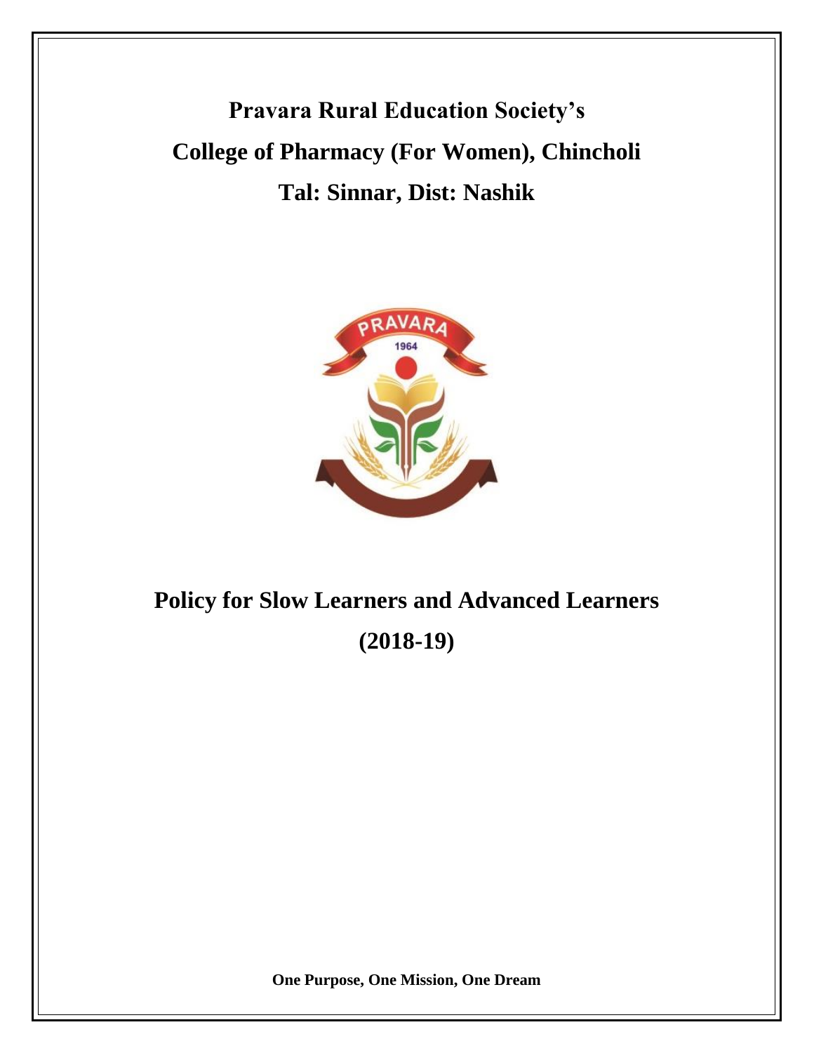# Pravara Rural Education Society's

# College of Pharmacy (For Women), Chincholi

# Tal: Sinnar, Dist: Nashik

# Policy for Slow Learners and Advanced Learners

# (2018-19)

**One Purpose, One Mission, One Dream**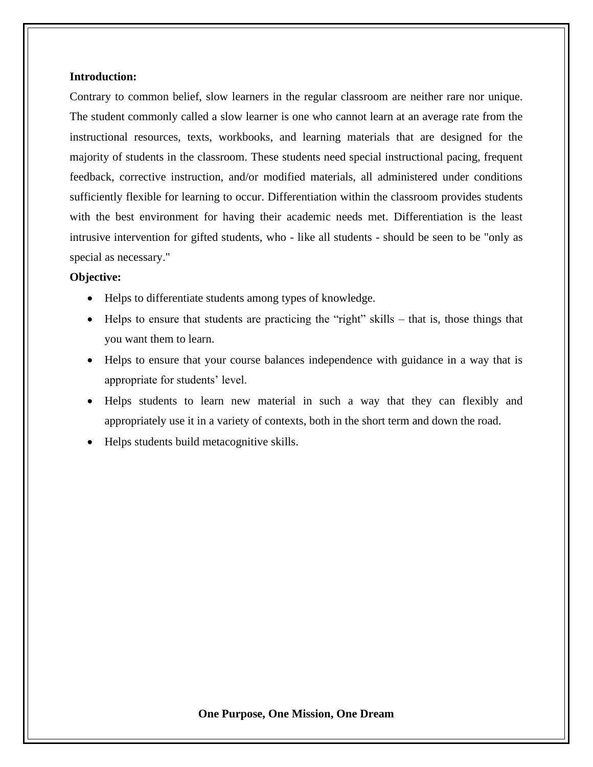**Introduction:**

Contrary to common belief, slow learners in the regular classroom are neither rare nor unique. The student commonly called a slow learner is one who cannot learn at an average rate from the instructional resources, texts, workbooks, and learning materials that are designed for the majority of students in the classroom. These students need special instructional pacing, frequent feedback, corrective instruction, and/or modified materials, all administered under conditions sufficiently flexible for learning to occur. Differentiation within the classroom provides students with the best environment for having their academic needs met. Differentiation is the least intrusive intervention for gifted students, who - like all students - should be seen to be "only as special as necessary."

**Objective:**

- Helps to differentiate students among types of knowledge.
- Helps to ensure that students are practicing the "right" skills – that is, those things that you want them to learn.
- Helps to ensure that your course balances independence with guidance in a way that is appropriate for students' level.
- Helps students to learn new material in such a way that they can flexibly and appropriately use it in a variety of contexts, both in the short term and down the road.
- Helps students build metacognitive skills.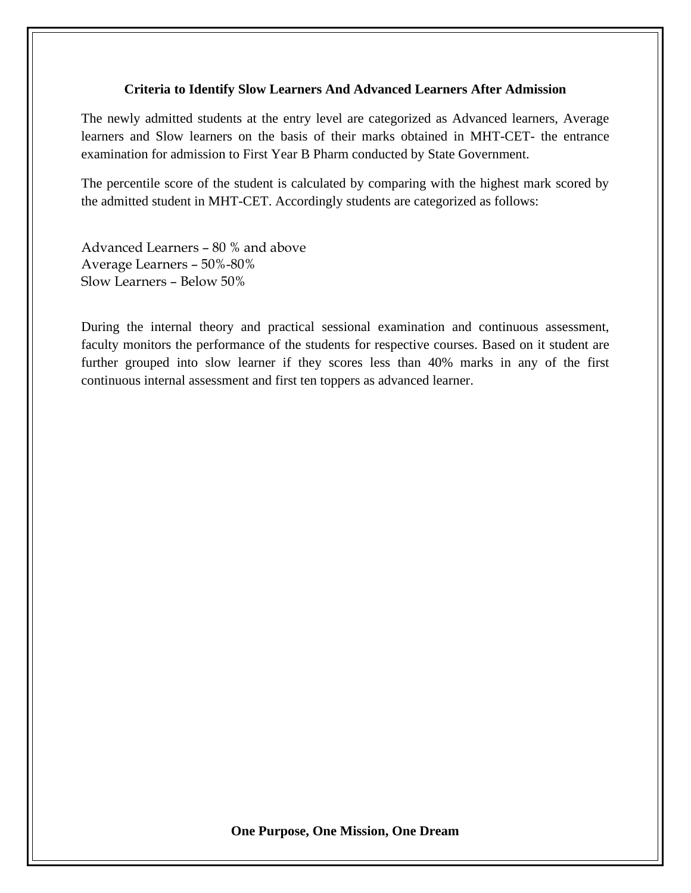### Criteria to Identify Slow Learners And Advanced Learners After Admission

The newly admitted students at the entry level are categorized as Advanced learners, Average learners and Slow learners on the basis of their marks obtained in MHT-CET- the entrance examination for admission to First Year B Pharm conducted by State Government.

The percentile score of the student is calculated by comparing with the highest mark scored by the admitted student in MHT-CET. Accordingly students are categorized as follows:

Advanced Learners – 80 % and above
Average Learners – 50%-80%
Slow Learners – Below 50%

During the internal theory and practical sessional examination and continuous assessment, faculty monitors the performance of the students for respective courses. Based on it student are further grouped into slow learner if they scores less than 40% marks in any of the first continuous internal assessment and first ten toppers as advanced learner.

**One Purpose, One Mission, One Dream**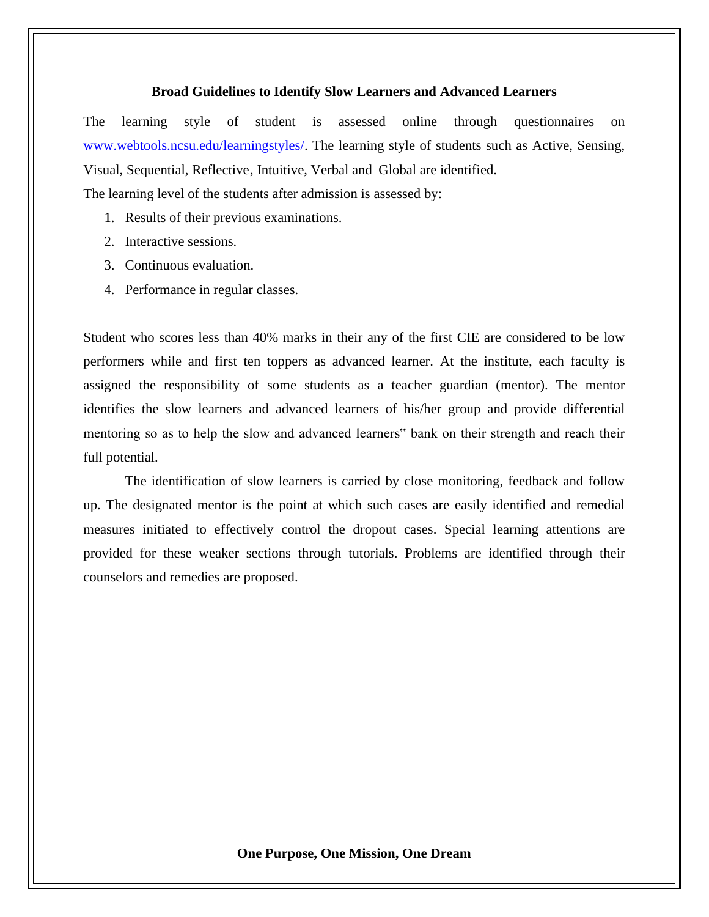**Broad Guidelines to Identify Slow Learners and Advanced Learners**

The learning style of student is assessed online through questionnaires on [www.webtools.ncsu.edu/learningstyles/](www.webtools.ncsu.edu/learningstyles/). The learning style of students such as Active, Sensing, Visual, Sequential, Reflective, Intuitive, Verbal and Global are identified.

The learning level of the students after admission is assessed by:

1. Results of their previous examinations.
2. Interactive sessions.
3. Continuous evaluation.
4. Performance in regular classes.

Student who scores less than 40% marks in their any of the first CIE are considered to be low performers while and first ten toppers as advanced learner. At the institute, each faculty is assigned the responsibility of some students as a teacher guardian (mentor). The mentor identifies the slow learners and advanced learners of his/her group and provide differential mentoring so as to help the slow and advanced learners" bank on their strength and reach their full potential.

The identification of slow learners is carried by close monitoring, feedback and follow up. The designated mentor is the point at which such cases are easily identified and remedial measures initiated to effectively control the dropout cases. Special learning attentions are provided for these weaker sections through tutorials. Problems are identified through their counselors and remedies are proposed.

**One Purpose, One Mission, One Dream**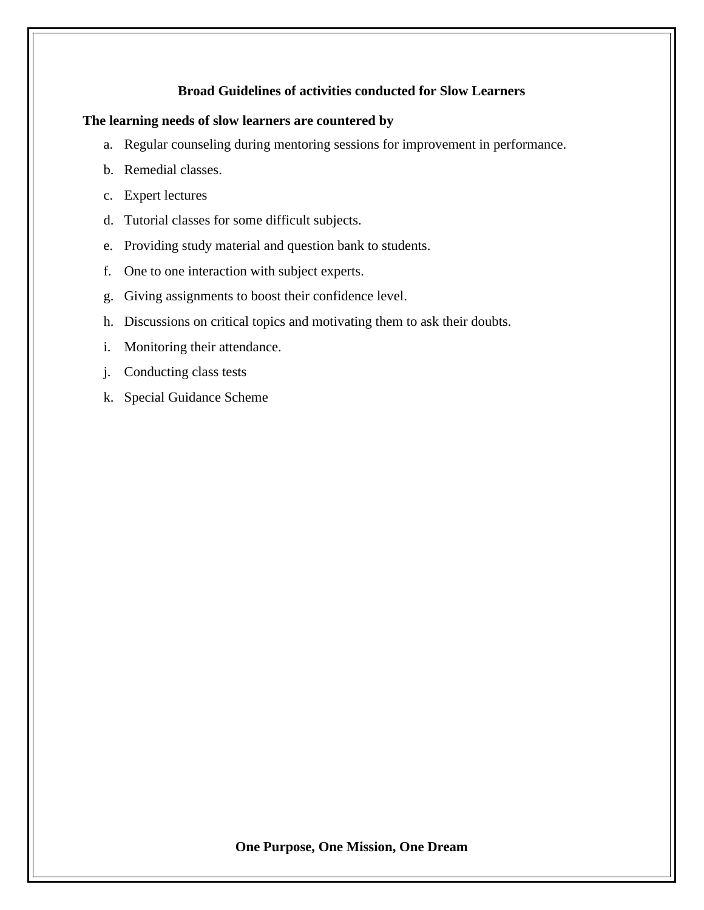## Broad Guidelines of activities conducted for Slow Learners

**The learning needs of slow learners are countered by**

a. Regular counseling during mentoring sessions for improvement in performance.
b. Remedial classes.
c. Expert lectures
d. Tutorial classes for some difficult subjects.
e. Providing study material and question bank to students.
f. One to one interaction with subject experts.
g. Giving assignments to boost their confidence level.
h. Discussions on critical topics and motivating them to ask their doubts.
i. Monitoring their attendance.
j. Conducting class tests
k. Special Guidance Scheme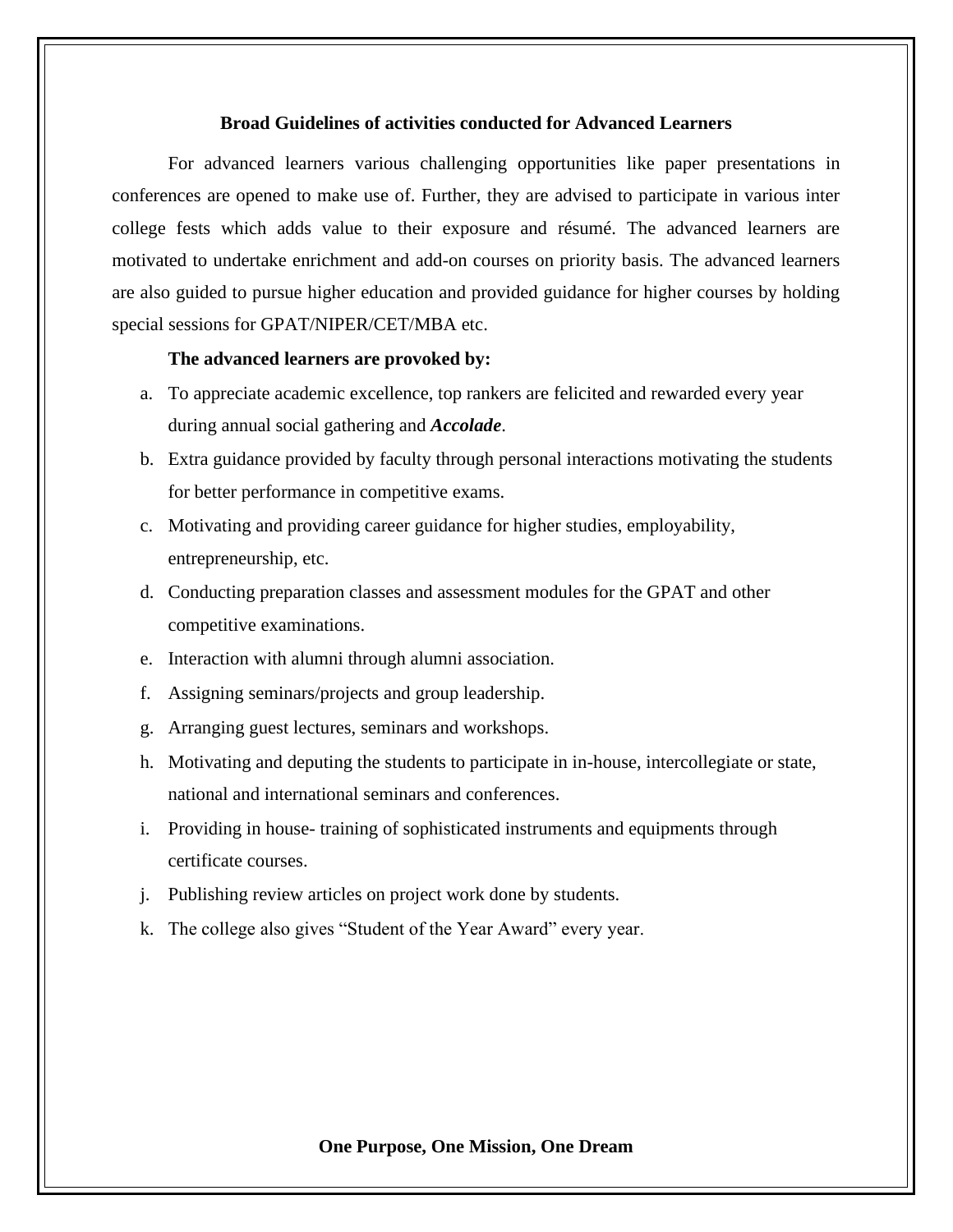## Broad Guidelines of activities conducted for Advanced Learners

For advanced learners various challenging opportunities like paper presentations in conferences are opened to make use of. Further, they are advised to participate in various inter college fests which adds value to their exposure and résumé. The advanced learners are motivated to undertake enrichment and add-on courses on priority basis. The advanced learners are also guided to pursue higher education and provided guidance for higher courses by holding special sessions for GPAT/NIPER/CET/MBA etc.

**The advanced learners are provoked by:**

a. To appreciate academic excellence, top rankers are felicited and rewarded every year during annual social gathering and ***Accolade***.
b. Extra guidance provided by faculty through personal interactions motivating the students for better performance in competitive exams.
c. Motivating and providing career guidance for higher studies, employability, entrepreneurship, etc.
d. Conducting preparation classes and assessment modules for the GPAT and other competitive examinations.
e. Interaction with alumni through alumni association.
f. Assigning seminars/projects and group leadership.
g. Arranging guest lectures, seminars and workshops.
h. Motivating and deputing the students to participate in in-house, intercollegiate or state, national and international seminars and conferences.
i. Providing in house- training of sophisticated instruments and equipments through certificate courses.
j. Publishing review articles on project work done by students.
k. The college also gives "Student of the Year Award" every year.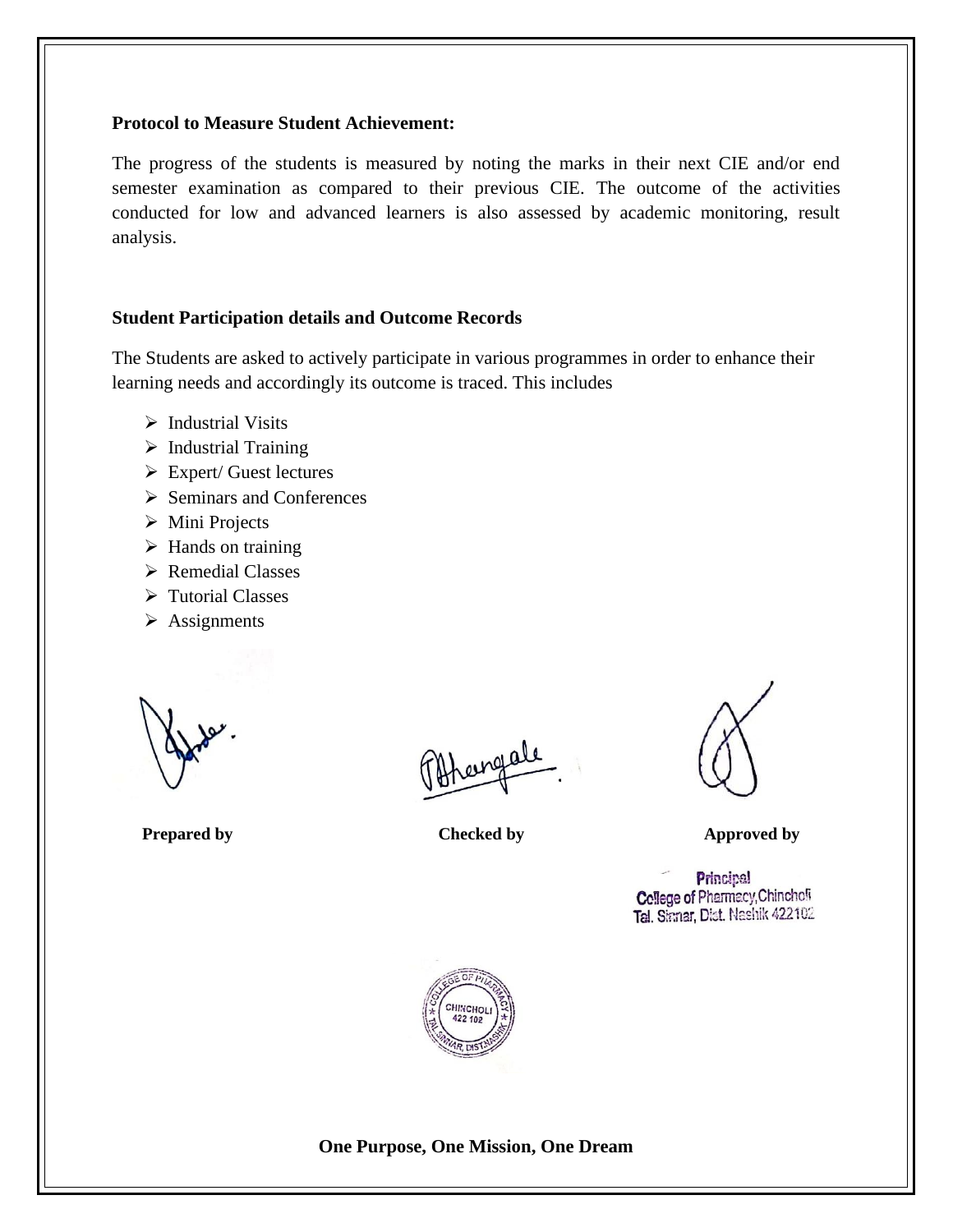**Protocol to Measure Student Achievement:**

The progress of the students is measured by noting the marks in their next CIE and/or end semester examination as compared to their previous CIE. The outcome of the activities conducted for low and advanced learners is also assessed by academic monitoring, result analysis.

**Student Participation details and Outcome Records**

The Students are asked to actively participate in various programmes in order to enhance their learning needs and accordingly its outcome is traced. This includes

- Industrial Visits
- Industrial Training
- Expert/ Guest lectures
- Seminars and Conferences
- Mini Projects
- Hands on training
- Remedial Classes
- Tutorial Classes
- Assignments

**Prepared by** **Checked by** **Approved by**

Principal
College of Pharmacy, Chincholi
Tal. Sinnar, Dist. Nashik 422102

COLLEGE OF PHARMACY CHINCHOLI 422 102 TAL SINNAR, DIST. NASHIK

**One Purpose, One Mission, One Dream**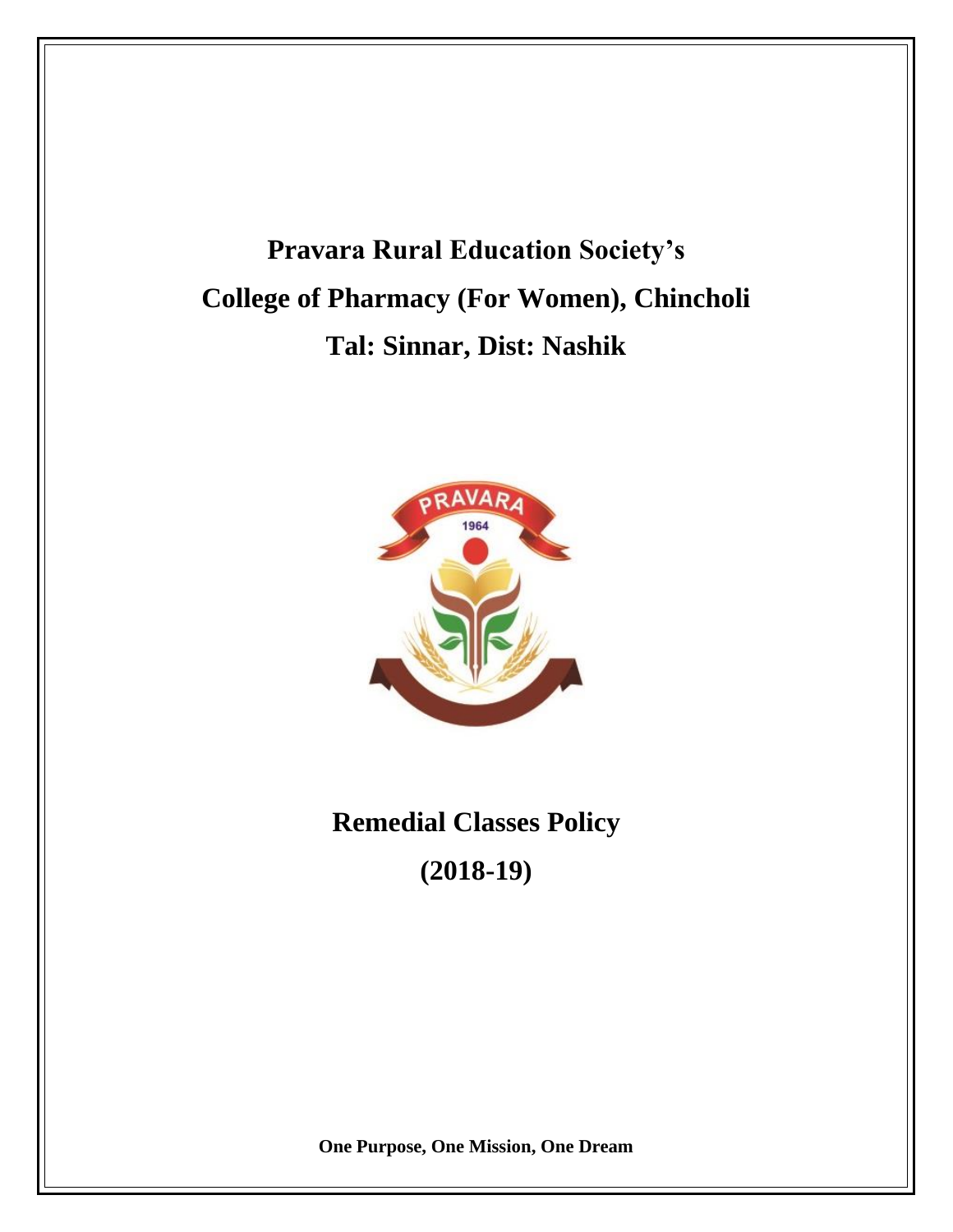# Pravara Rural Education Society's

# College of Pharmacy (For Women), Chincholi

# Tal: Sinnar, Dist: Nashik

# Remedial Classes Policy

# (2018-19)

**One Purpose, One Mission, One Dream**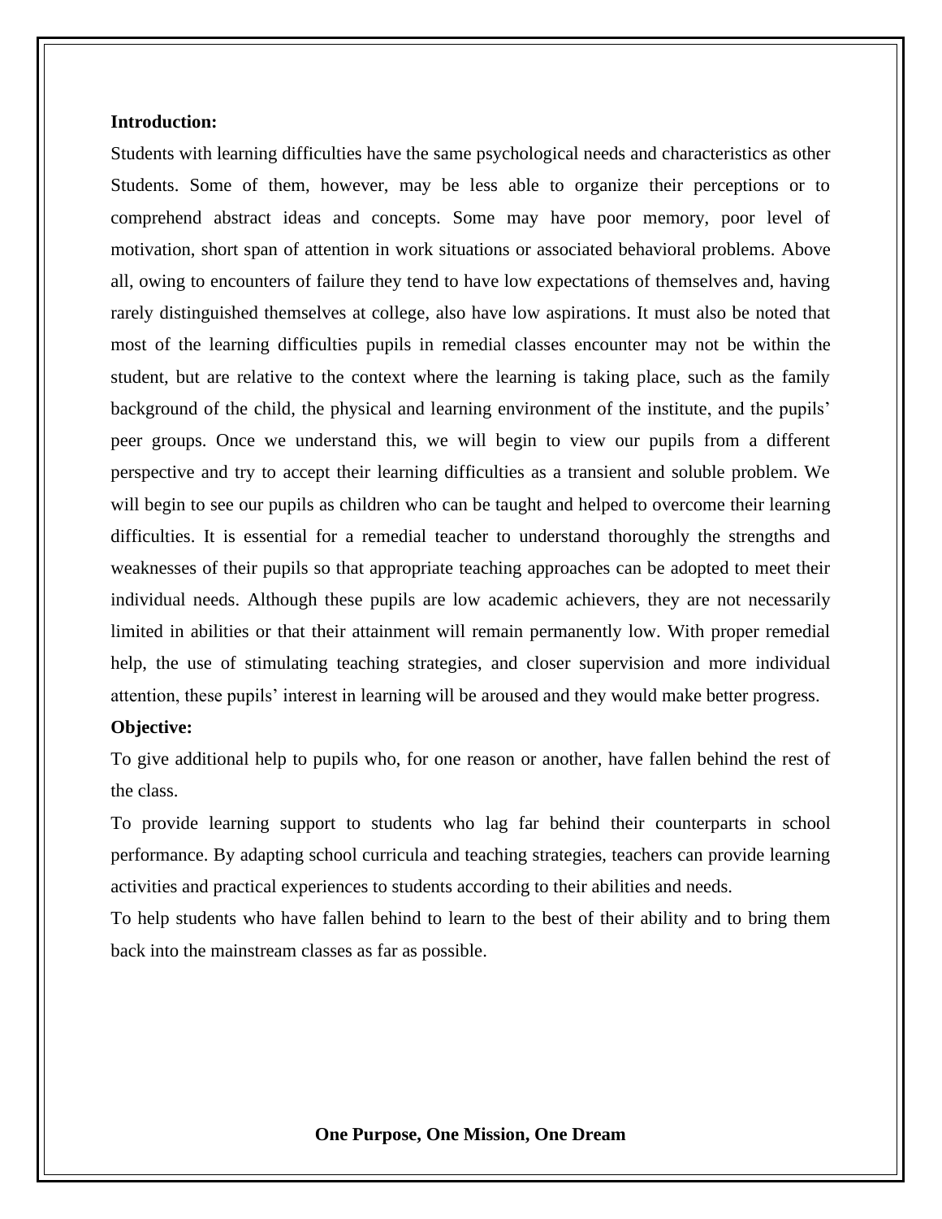**Introduction:**

Students with learning difficulties have the same psychological needs and characteristics as other Students. Some of them, however, may be less able to organize their perceptions or to comprehend abstract ideas and concepts. Some may have poor memory, poor level of motivation, short span of attention in work situations or associated behavioral problems. Above all, owing to encounters of failure they tend to have low expectations of themselves and, having rarely distinguished themselves at college, also have low aspirations. It must also be noted that most of the learning difficulties pupils in remedial classes encounter may not be within the student, but are relative to the context where the learning is taking place, such as the family background of the child, the physical and learning environment of the institute, and the pupils' peer groups. Once we understand this, we will begin to view our pupils from a different perspective and try to accept their learning difficulties as a transient and soluble problem. We will begin to see our pupils as children who can be taught and helped to overcome their learning difficulties. It is essential for a remedial teacher to understand thoroughly the strengths and weaknesses of their pupils so that appropriate teaching approaches can be adopted to meet their individual needs. Although these pupils are low academic achievers, they are not necessarily limited in abilities or that their attainment will remain permanently low. With proper remedial help, the use of stimulating teaching strategies, and closer supervision and more individual attention, these pupils' interest in learning will be aroused and they would make better progress.

**Objective:**

To give additional help to pupils who, for one reason or another, have fallen behind the rest of the class.

To provide learning support to students who lag far behind their counterparts in school performance. By adapting school curricula and teaching strategies, teachers can provide learning activities and practical experiences to students according to their abilities and needs.

To help students who have fallen behind to learn to the best of their ability and to bring them back into the mainstream classes as far as possible.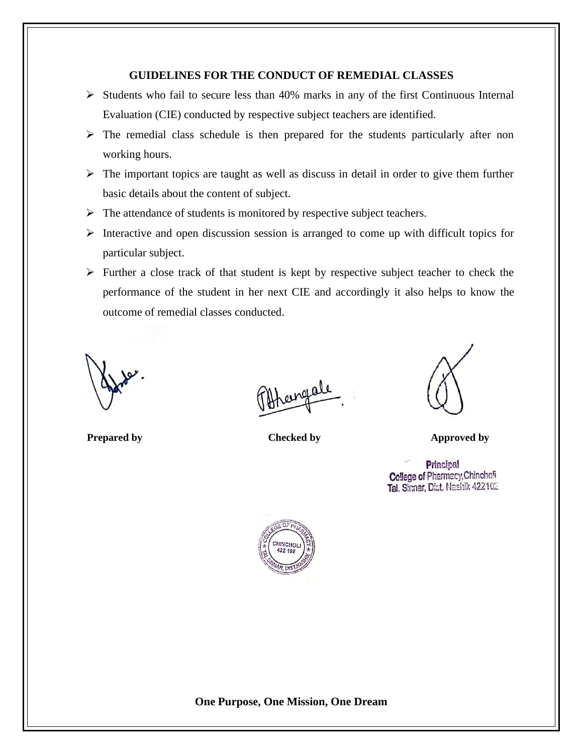## GUIDELINES FOR THE CONDUCT OF REMEDIAL CLASSES

- Students who fail to secure less than 40% marks in any of the first Continuous Internal Evaluation (CIE) conducted by respective subject teachers are identified.
- The remedial class schedule is then prepared for the students particularly after non working hours.
- The important topics are taught as well as discuss in detail in order to give them further basic details about the content of subject.
- The attendance of students is monitored by respective subject teachers.
- Interactive and open discussion session is arranged to come up with difficult topics for particular subject.
- Further a close track of that student is kept by respective subject teacher to check the performance of the student in her next CIE and accordingly it also helps to know the outcome of remedial classes conducted.

| **Prepared by** | **Checked by** | **Approved by** |
|---|---|---|
| | | Principal<br>College of Pharmacy, Chincholi<br>Tal. Sinnar, Dist. Nashik 422102 |

COLLEGE OF PHARMACY CHINCHOLI 422 102 TAL.SINNAR, DIST.NASHIK

**One Purpose, One Mission, One Dream**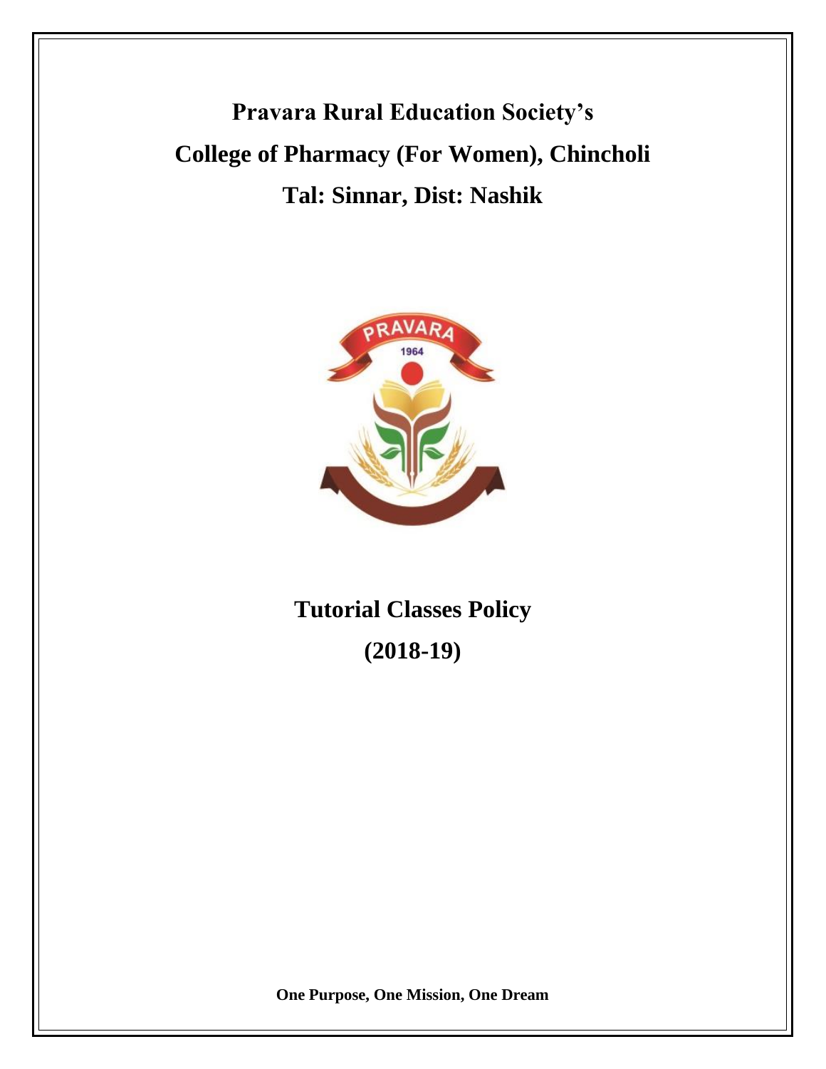# Pravara Rural Education Society's

# College of Pharmacy (For Women), Chincholi

# Tal: Sinnar, Dist: Nashik

## Tutorial Classes Policy

## (2018-19)

**One Purpose, One Mission, One Dream**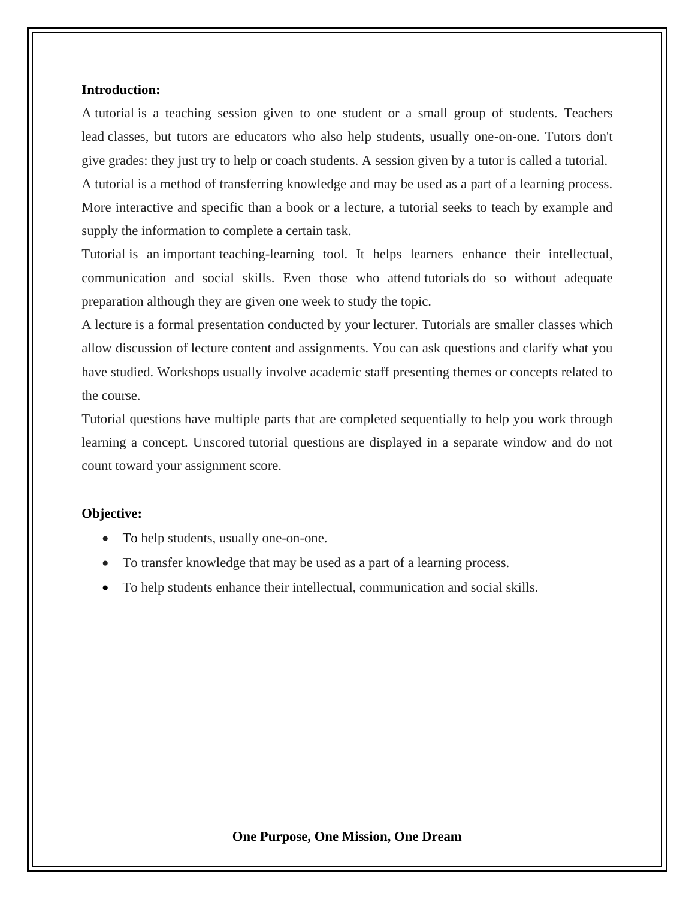**Introduction:**

A tutorial is a teaching session given to one student or a small group of students. Teachers lead classes, but tutors are educators who also help students, usually one-on-one. Tutors don't give grades: they just try to help or coach students. A session given by a tutor is called a tutorial.

A tutorial is a method of transferring knowledge and may be used as a part of a learning process. More interactive and specific than a book or a lecture, a tutorial seeks to teach by example and supply the information to complete a certain task.

Tutorial is an important teaching-learning tool. It helps learners enhance their intellectual, communication and social skills. Even those who attend tutorials do so without adequate preparation although they are given one week to study the topic.

A lecture is a formal presentation conducted by your lecturer. Tutorials are smaller classes which allow discussion of lecture content and assignments. You can ask questions and clarify what you have studied. Workshops usually involve academic staff presenting themes or concepts related to the course.

Tutorial questions have multiple parts that are completed sequentially to help you work through learning a concept. Unscored tutorial questions are displayed in a separate window and do not count toward your assignment score.

**Objective:**

- To help students, usually one-on-one.
- To transfer knowledge that may be used as a part of a learning process.
- To help students enhance their intellectual, communication and social skills.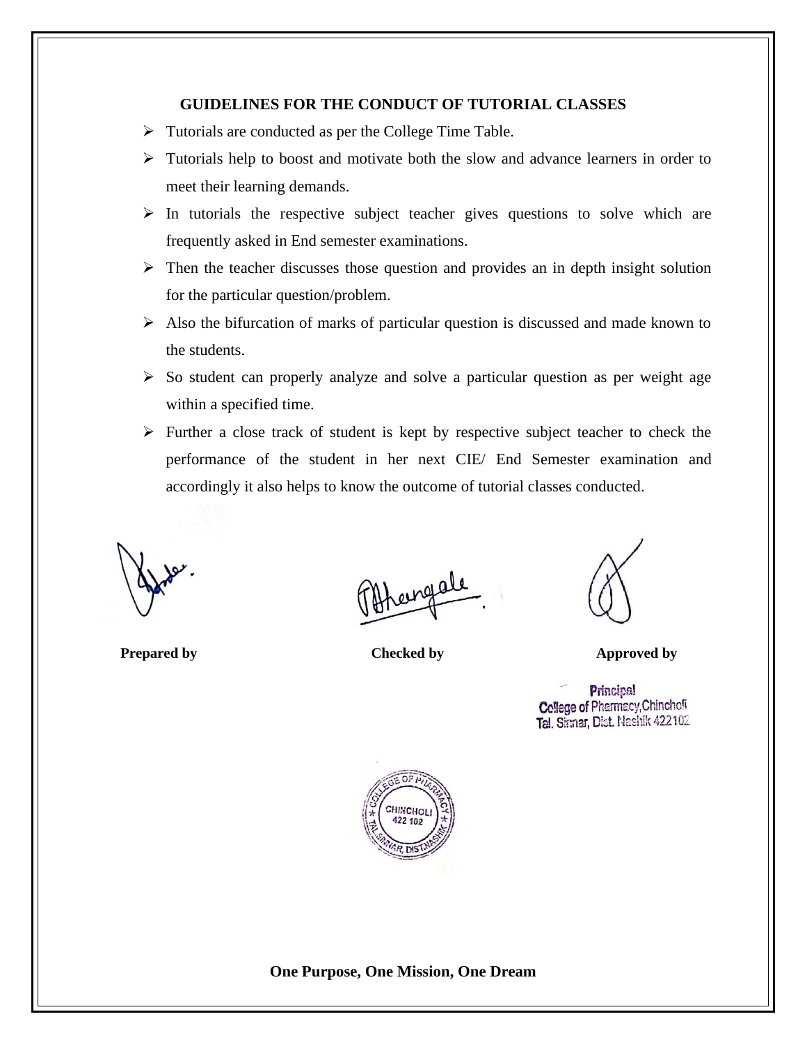## GUIDELINES FOR THE CONDUCT OF TUTORIAL CLASSES

- Tutorials are conducted as per the College Time Table.
- Tutorials help to boost and motivate both the slow and advance learners in order to meet their learning demands.
- In tutorials the respective subject teacher gives questions to solve which are frequently asked in End semester examinations.
- Then the teacher discusses those question and provides an in depth insight solution for the particular question/problem.
- Also the bifurcation of marks of particular question is discussed and made known to the students.
- So student can properly analyze and solve a particular question as per weight age within a specified time.
- Further a close track of student is kept by respective subject teacher to check the performance of the student in her next CIE/ End Semester examination and accordingly it also helps to know the outcome of tutorial classes conducted.

| **Prepared by** | **Checked by** | **Approved by** |
|---|---|---|

Principal
College of Pharmacy, Chincholi
Tal. Sinnar, Dist. Nashik 422102

COLLEGE OF PHARMACY CHINCHOLI 422 102 TAL. SINNAR, DIST. NASHIK

**One Purpose, One Mission, One Dream**